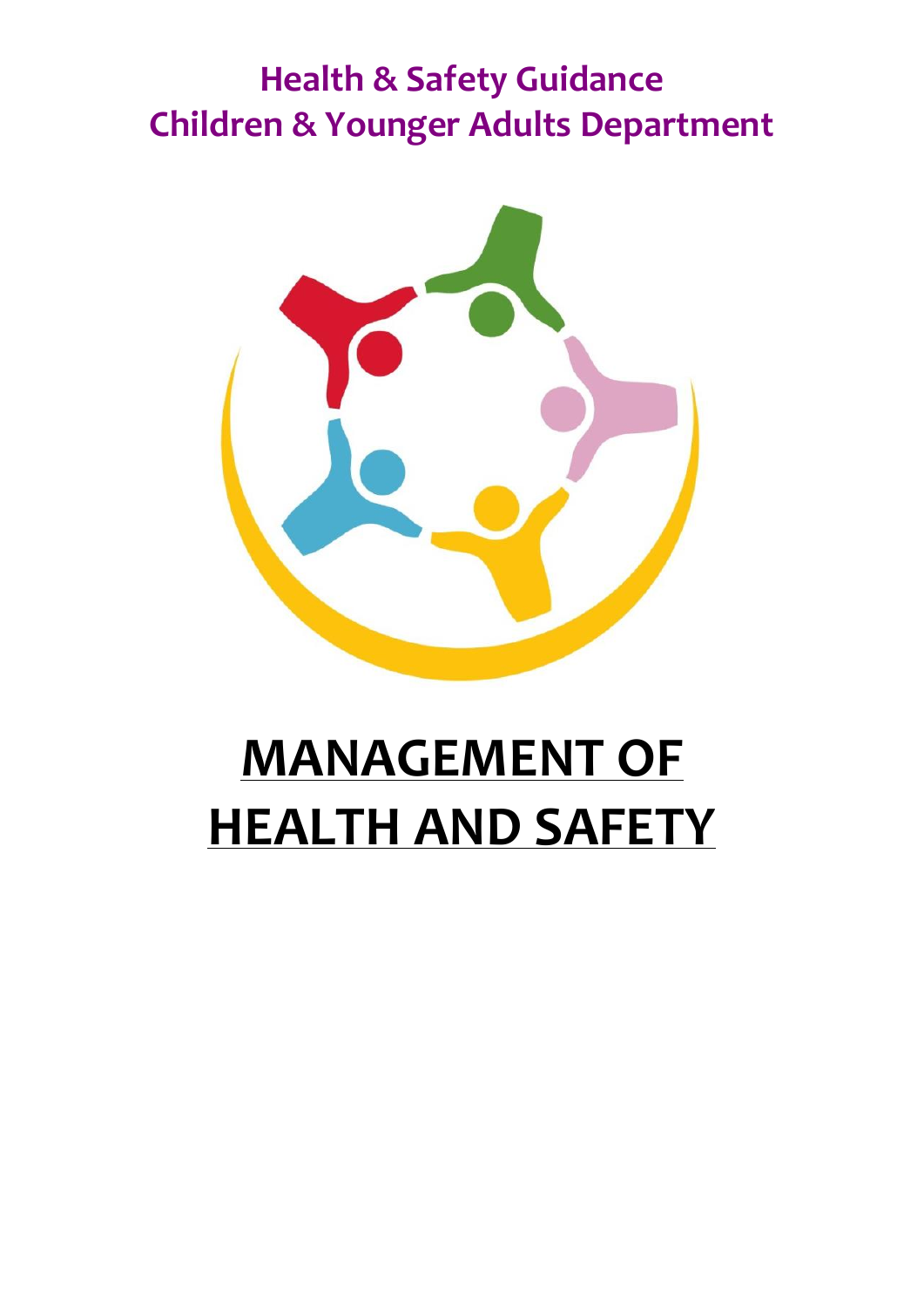**Health & Safety Guidance**
**Children & Younger Adults Department**

# MANAGEMENT OF HEALTH AND SAFETY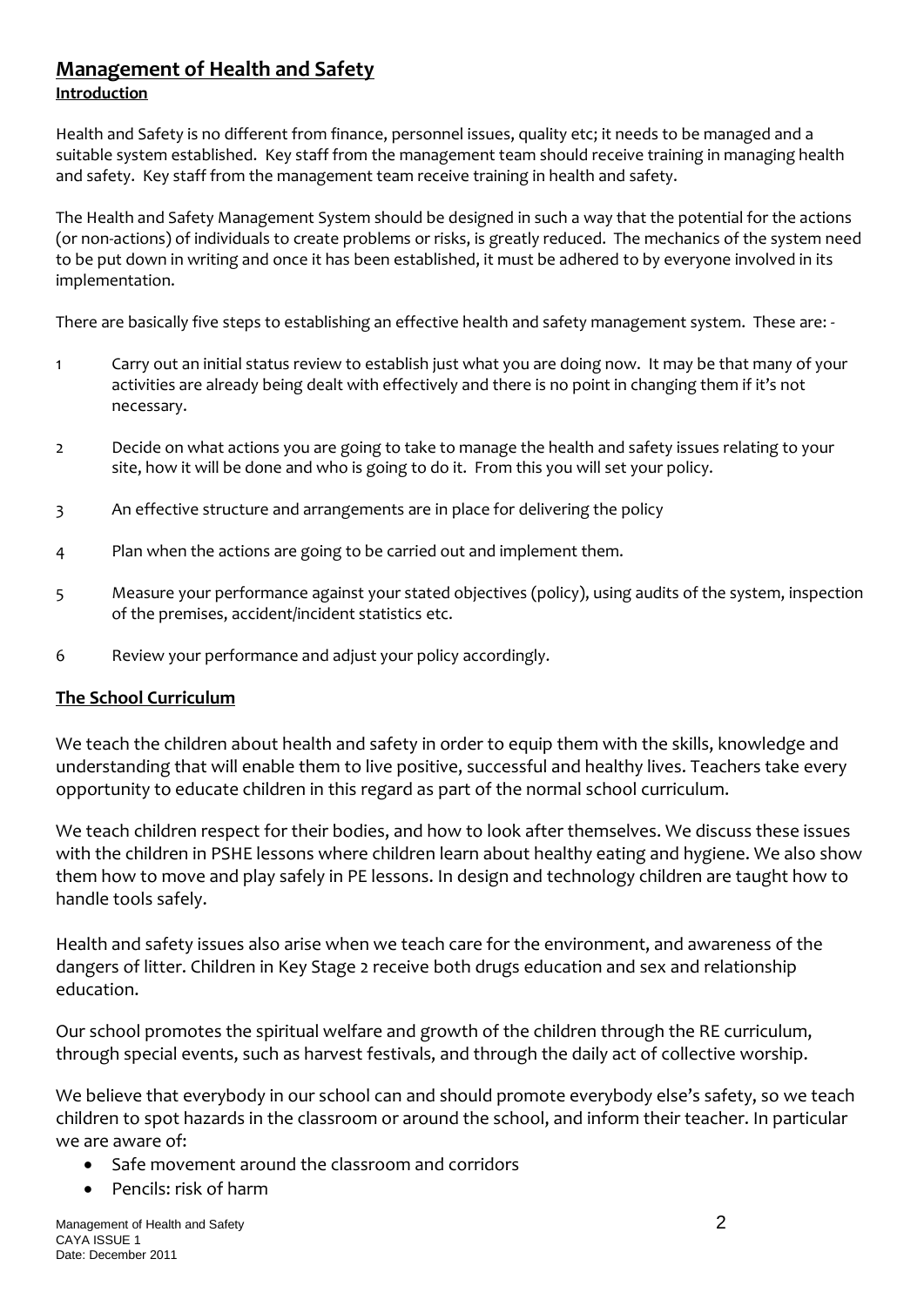## Management of Health and Safety

### Introduction

Health and Safety is no different from finance, personnel issues, quality etc; it needs to be managed and a suitable system established. Key staff from the management team should receive training in managing health and safety. Key staff from the management team receive training in health and safety.

The Health and Safety Management System should be designed in such a way that the potential for the actions (or non-actions) of individuals to create problems or risks, is greatly reduced. The mechanics of the system need to be put down in writing and once it has been established, it must be adhered to by everyone involved in its implementation.

There are basically five steps to establishing an effective health and safety management system. These are: -

1. Carry out an initial status review to establish just what you are doing now. It may be that many of your activities are already being dealt with effectively and there is no point in changing them if it's not necessary.
2. Decide on what actions you are going to take to manage the health and safety issues relating to your site, how it will be done and who is going to do it. From this you will set your policy.
3. An effective structure and arrangements are in place for delivering the policy
4. Plan when the actions are going to be carried out and implement them.
5. Measure your performance against your stated objectives (policy), using audits of the system, inspection of the premises, accident/incident statistics etc.
6. Review your performance and adjust your policy accordingly.

### The School Curriculum

We teach the children about health and safety in order to equip them with the skills, knowledge and understanding that will enable them to live positive, successful and healthy lives. Teachers take every opportunity to educate children in this regard as part of the normal school curriculum.

We teach children respect for their bodies, and how to look after themselves. We discuss these issues with the children in PSHE lessons where children learn about healthy eating and hygiene. We also show them how to move and play safely in PE lessons. In design and technology children are taught how to handle tools safely.

Health and safety issues also arise when we teach care for the environment, and awareness of the dangers of litter. Children in Key Stage 2 receive both drugs education and sex and relationship education.

Our school promotes the spiritual welfare and growth of the children through the RE curriculum, through special events, such as harvest festivals, and through the daily act of collective worship.

We believe that everybody in our school can and should promote everybody else's safety, so we teach children to spot hazards in the classroom or around the school, and inform their teacher. In particular we are aware of:

- Safe movement around the classroom and corridors
- Pencils: risk of harm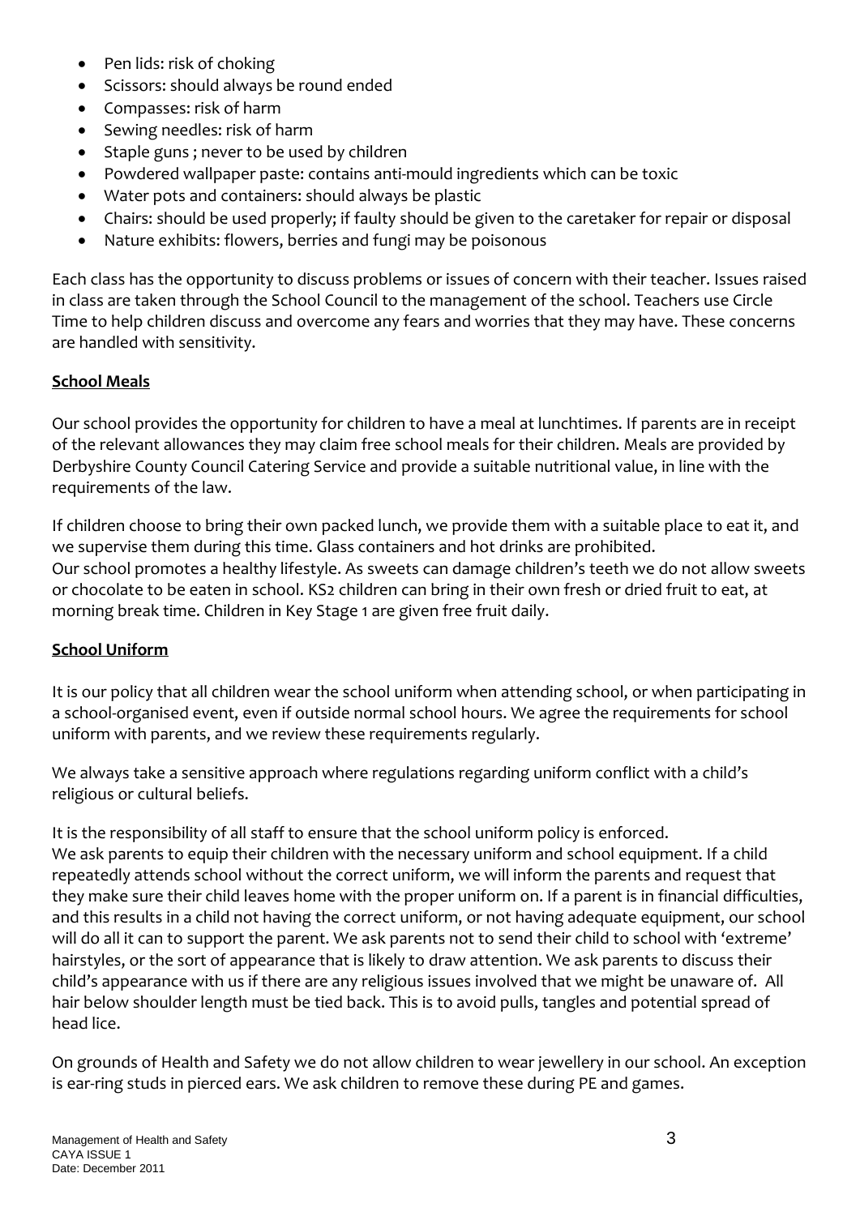- Pen lids: risk of choking
- Scissors: should always be round ended
- Compasses: risk of harm
- Sewing needles: risk of harm
- Staple guns ; never to be used by children
- Powdered wallpaper paste: contains anti-mould ingredients which can be toxic
- Water pots and containers: should always be plastic
- Chairs: should be used properly; if faulty should be given to the caretaker for repair or disposal
- Nature exhibits: flowers, berries and fungi may be poisonous

Each class has the opportunity to discuss problems or issues of concern with their teacher. Issues raised in class are taken through the School Council to the management of the school. Teachers use Circle Time to help children discuss and overcome any fears and worries that they may have. These concerns are handled with sensitivity.

## School Meals

Our school provides the opportunity for children to have a meal at lunchtimes. If parents are in receipt of the relevant allowances they may claim free school meals for their children. Meals are provided by Derbyshire County Council Catering Service and provide a suitable nutritional value, in line with the requirements of the law.

If children choose to bring their own packed lunch, we provide them with a suitable place to eat it, and we supervise them during this time. Glass containers and hot drinks are prohibited.
Our school promotes a healthy lifestyle. As sweets can damage children's teeth we do not allow sweets or chocolate to be eaten in school. KS2 children can bring in their own fresh or dried fruit to eat, at morning break time. Children in Key Stage 1 are given free fruit daily.

## School Uniform

It is our policy that all children wear the school uniform when attending school, or when participating in a school-organised event, even if outside normal school hours. We agree the requirements for school uniform with parents, and we review these requirements regularly.

We always take a sensitive approach where regulations regarding uniform conflict with a child's religious or cultural beliefs.

It is the responsibility of all staff to ensure that the school uniform policy is enforced.
We ask parents to equip their children with the necessary uniform and school equipment. If a child repeatedly attends school without the correct uniform, we will inform the parents and request that they make sure their child leaves home with the proper uniform on. If a parent is in financial difficulties, and this results in a child not having the correct uniform, or not having adequate equipment, our school will do all it can to support the parent. We ask parents not to send their child to school with 'extreme' hairstyles, or the sort of appearance that is likely to draw attention. We ask parents to discuss their child's appearance with us if there are any religious issues involved that we might be unaware of. All hair below shoulder length must be tied back. This is to avoid pulls, tangles and potential spread of head lice.

On grounds of Health and Safety we do not allow children to wear jewellery in our school. An exception is ear-ring studs in pierced ears. We ask children to remove these during PE and games.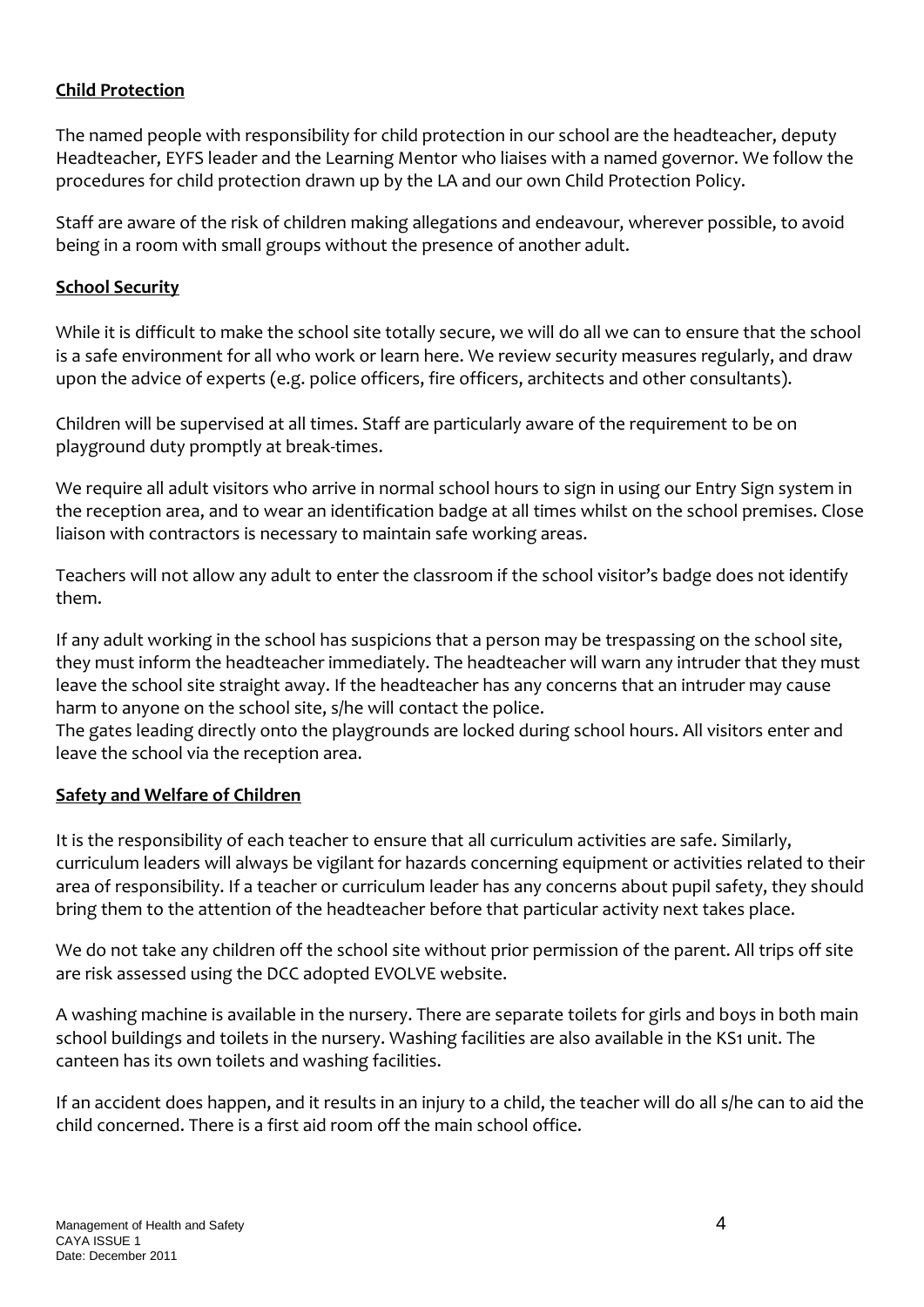**Child Protection**

The named people with responsibility for child protection in our school are the headteacher, deputy Headteacher, EYFS leader and the Learning Mentor who liaises with a named governor. We follow the procedures for child protection drawn up by the LA and our own Child Protection Policy.

Staff are aware of the risk of children making allegations and endeavour, wherever possible, to avoid being in a room with small groups without the presence of another adult.

**School Security**

While it is difficult to make the school site totally secure, we will do all we can to ensure that the school is a safe environment for all who work or learn here. We review security measures regularly, and draw upon the advice of experts (e.g. police officers, fire officers, architects and other consultants).

Children will be supervised at all times. Staff are particularly aware of the requirement to be on playground duty promptly at break-times.

We require all adult visitors who arrive in normal school hours to sign in using our Entry Sign system in the reception area, and to wear an identification badge at all times whilst on the school premises. Close liaison with contractors is necessary to maintain safe working areas.

Teachers will not allow any adult to enter the classroom if the school visitor's badge does not identify them.

If any adult working in the school has suspicions that a person may be trespassing on the school site, they must inform the headteacher immediately. The headteacher will warn any intruder that they must leave the school site straight away. If the headteacher has any concerns that an intruder may cause harm to anyone on the school site, s/he will contact the police.
The gates leading directly onto the playgrounds are locked during school hours. All visitors enter and leave the school via the reception area.

**Safety and Welfare of Children**

It is the responsibility of each teacher to ensure that all curriculum activities are safe. Similarly, curriculum leaders will always be vigilant for hazards concerning equipment or activities related to their area of responsibility. If a teacher or curriculum leader has any concerns about pupil safety, they should bring them to the attention of the headteacher before that particular activity next takes place.

We do not take any children off the school site without prior permission of the parent. All trips off site are risk assessed using the DCC adopted EVOLVE website.

A washing machine is available in the nursery. There are separate toilets for girls and boys in both main school buildings and toilets in the nursery. Washing facilities are also available in the KS1 unit. The canteen has its own toilets and washing facilities.

If an accident does happen, and it results in an injury to a child, the teacher will do all s/he can to aid the child concerned. There is a first aid room off the main school office.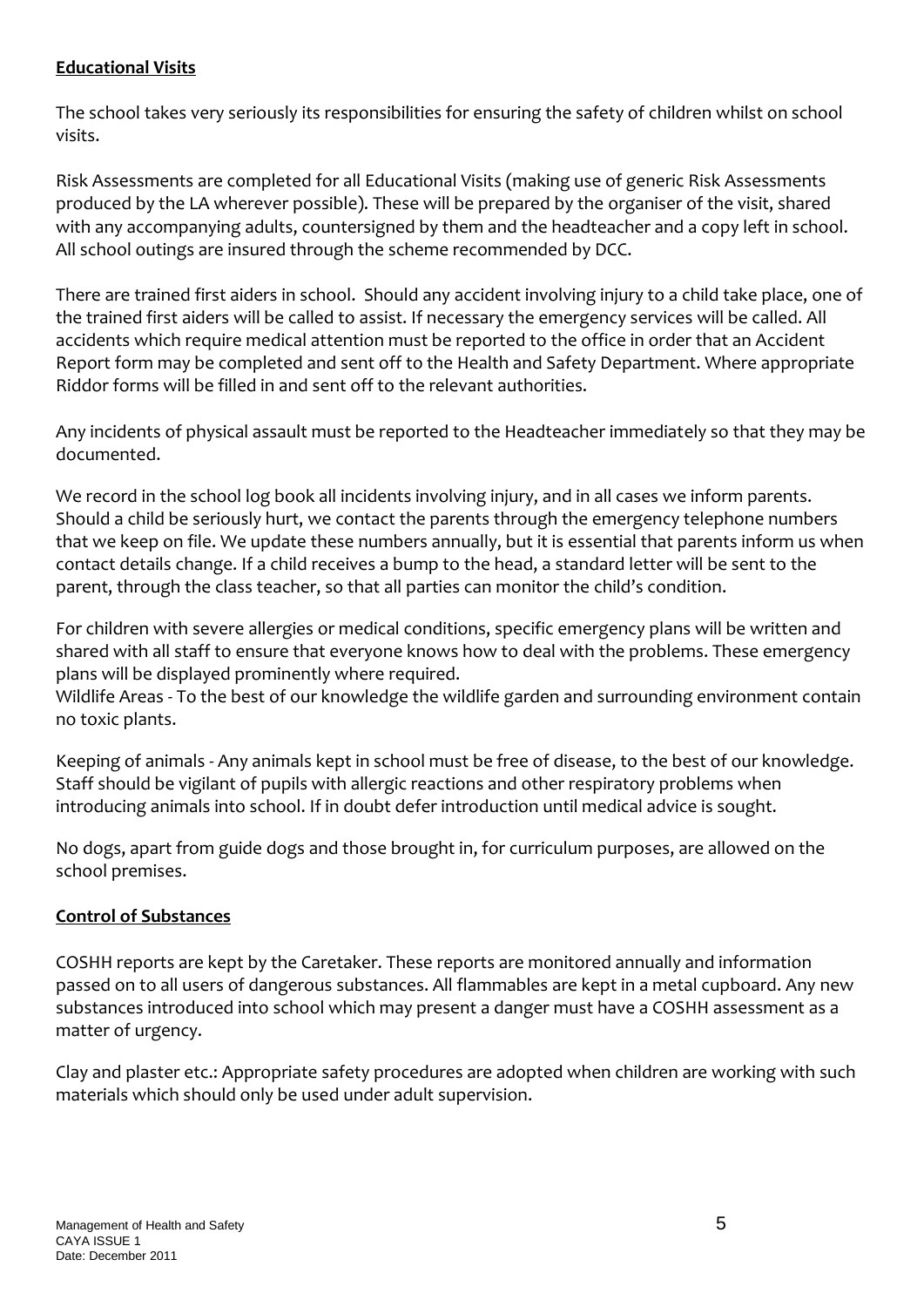**Educational Visits**

The school takes very seriously its responsibilities for ensuring the safety of children whilst on school visits.

Risk Assessments are completed for all Educational Visits (making use of generic Risk Assessments produced by the LA wherever possible). These will be prepared by the organiser of the visit, shared with any accompanying adults, countersigned by them and the headteacher and a copy left in school. All school outings are insured through the scheme recommended by DCC.

There are trained first aiders in school. Should any accident involving injury to a child take place, one of the trained first aiders will be called to assist. If necessary the emergency services will be called. All accidents which require medical attention must be reported to the office in order that an Accident Report form may be completed and sent off to the Health and Safety Department. Where appropriate Riddor forms will be filled in and sent off to the relevant authorities.

Any incidents of physical assault must be reported to the Headteacher immediately so that they may be documented.

We record in the school log book all incidents involving injury, and in all cases we inform parents. Should a child be seriously hurt, we contact the parents through the emergency telephone numbers that we keep on file. We update these numbers annually, but it is essential that parents inform us when contact details change. If a child receives a bump to the head, a standard letter will be sent to the parent, through the class teacher, so that all parties can monitor the child's condition.

For children with severe allergies or medical conditions, specific emergency plans will be written and shared with all staff to ensure that everyone knows how to deal with the problems. These emergency plans will be displayed prominently where required.
Wildlife Areas - To the best of our knowledge the wildlife garden and surrounding environment contain no toxic plants.

Keeping of animals - Any animals kept in school must be free of disease, to the best of our knowledge. Staff should be vigilant of pupils with allergic reactions and other respiratory problems when introducing animals into school. If in doubt defer introduction until medical advice is sought.

No dogs, apart from guide dogs and those brought in, for curriculum purposes, are allowed on the school premises.

**Control of Substances**

COSHH reports are kept by the Caretaker. These reports are monitored annually and information passed on to all users of dangerous substances. All flammables are kept in a metal cupboard. Any new substances introduced into school which may present a danger must have a COSHH assessment as a matter of urgency.

Clay and plaster etc.: Appropriate safety procedures are adopted when children are working with such materials which should only be used under adult supervision.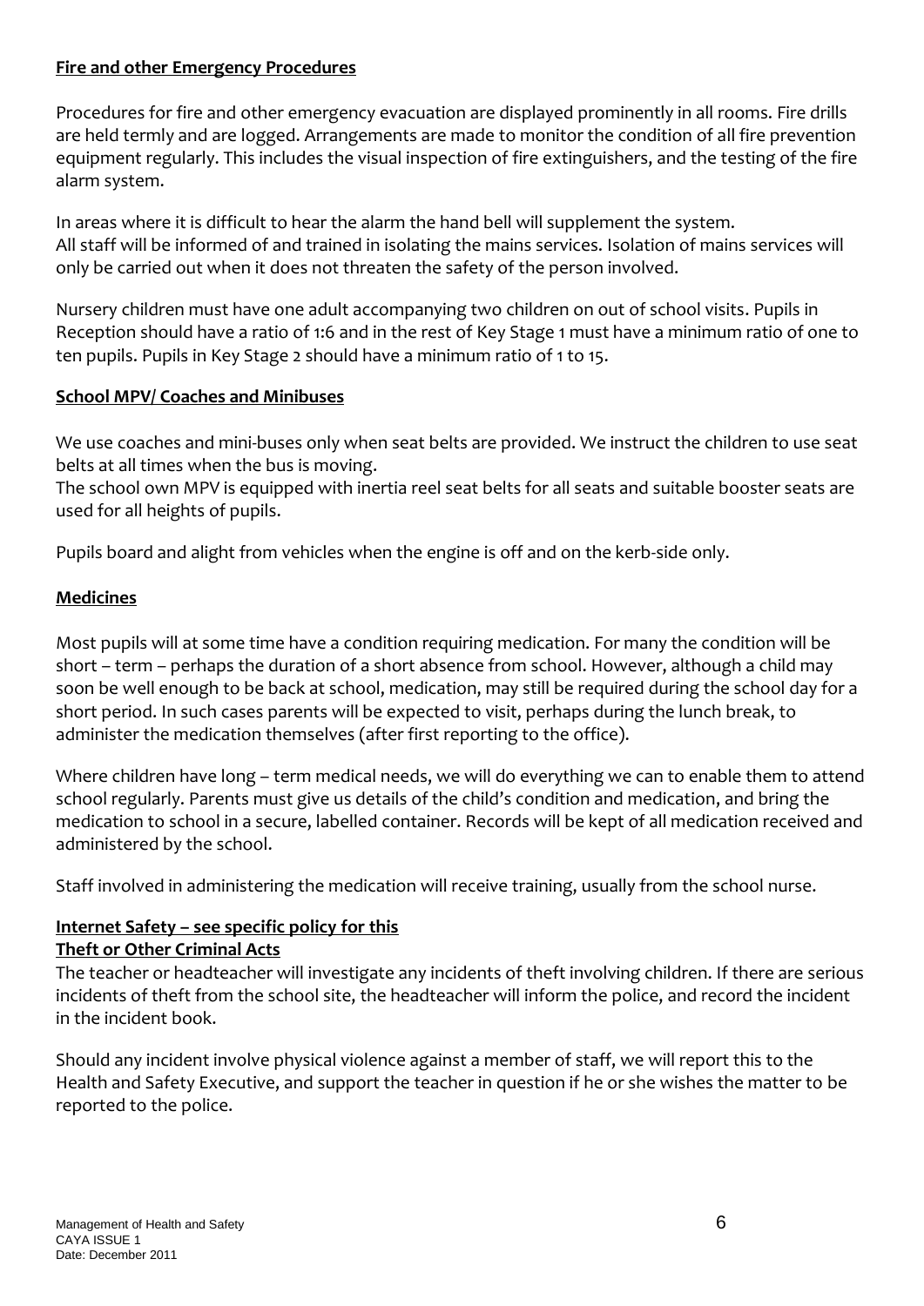**Fire and other Emergency Procedures**

Procedures for fire and other emergency evacuation are displayed prominently in all rooms. Fire drills are held termly and are logged. Arrangements are made to monitor the condition of all fire prevention equipment regularly. This includes the visual inspection of fire extinguishers, and the testing of the fire alarm system.

In areas where it is difficult to hear the alarm the hand bell will supplement the system.
All staff will be informed of and trained in isolating the mains services. Isolation of mains services will only be carried out when it does not threaten the safety of the person involved.

Nursery children must have one adult accompanying two children on out of school visits. Pupils in Reception should have a ratio of 1:6 and in the rest of Key Stage 1 must have a minimum ratio of one to ten pupils. Pupils in Key Stage 2 should have a minimum ratio of 1 to 15.

**School MPV/ Coaches and Minibuses**

We use coaches and mini-buses only when seat belts are provided. We instruct the children to use seat belts at all times when the bus is moving.
The school own MPV is equipped with inertia reel seat belts for all seats and suitable booster seats are used for all heights of pupils.

Pupils board and alight from vehicles when the engine is off and on the kerb-side only.

**Medicines**

Most pupils will at some time have a condition requiring medication. For many the condition will be short – term – perhaps the duration of a short absence from school. However, although a child may soon be well enough to be back at school, medication, may still be required during the school day for a short period. In such cases parents will be expected to visit, perhaps during the lunch break, to administer the medication themselves (after first reporting to the office).

Where children have long – term medical needs, we will do everything we can to enable them to attend school regularly. Parents must give us details of the child's condition and medication, and bring the medication to school in a secure, labelled container. Records will be kept of all medication received and administered by the school.

Staff involved in administering the medication will receive training, usually from the school nurse.

**Internet Safety – see specific policy for this**

**Theft or Other Criminal Acts**

The teacher or headteacher will investigate any incidents of theft involving children. If there are serious incidents of theft from the school site, the headteacher will inform the police, and record the incident in the incident book.

Should any incident involve physical violence against a member of staff, we will report this to the Health and Safety Executive, and support the teacher in question if he or she wishes the matter to be reported to the police.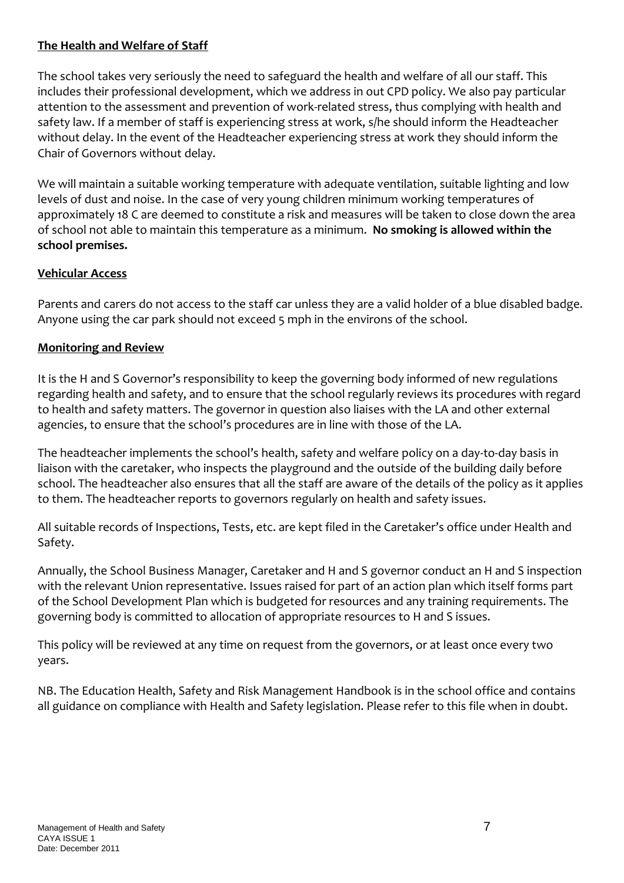**The Health and Welfare of Staff**

The school takes very seriously the need to safeguard the health and welfare of all our staff. This includes their professional development, which we address in out CPD policy. We also pay particular attention to the assessment and prevention of work-related stress, thus complying with health and safety law. If a member of staff is experiencing stress at work, s/he should inform the Headteacher without delay. In the event of the Headteacher experiencing stress at work they should inform the Chair of Governors without delay.

We will maintain a suitable working temperature with adequate ventilation, suitable lighting and low levels of dust and noise. In the case of very young children minimum working temperatures of approximately 18 C are deemed to constitute a risk and measures will be taken to close down the area of school not able to maintain this temperature as a minimum. **No smoking is allowed within the school premises.**

**Vehicular Access**

Parents and carers do not access to the staff car unless they are a valid holder of a blue disabled badge. Anyone using the car park should not exceed 5 mph in the environs of the school.

**Monitoring and Review**

It is the H and S Governor's responsibility to keep the governing body informed of new regulations regarding health and safety, and to ensure that the school regularly reviews its procedures with regard to health and safety matters. The governor in question also liaises with the LA and other external agencies, to ensure that the school's procedures are in line with those of the LA.

The headteacher implements the school's health, safety and welfare policy on a day-to-day basis in liaison with the caretaker, who inspects the playground and the outside of the building daily before school. The headteacher also ensures that all the staff are aware of the details of the policy as it applies to them. The headteacher reports to governors regularly on health and safety issues.

All suitable records of Inspections, Tests, etc. are kept filed in the Caretaker's office under Health and Safety.

Annually, the School Business Manager, Caretaker and H and S governor conduct an H and S inspection with the relevant Union representative. Issues raised for part of an action plan which itself forms part of the School Development Plan which is budgeted for resources and any training requirements. The governing body is committed to allocation of appropriate resources to H and S issues.

This policy will be reviewed at any time on request from the governors, or at least once every two years.

NB. The Education Health, Safety and Risk Management Handbook is in the school office and contains all guidance on compliance with Health and Safety legislation. Please refer to this file when in doubt.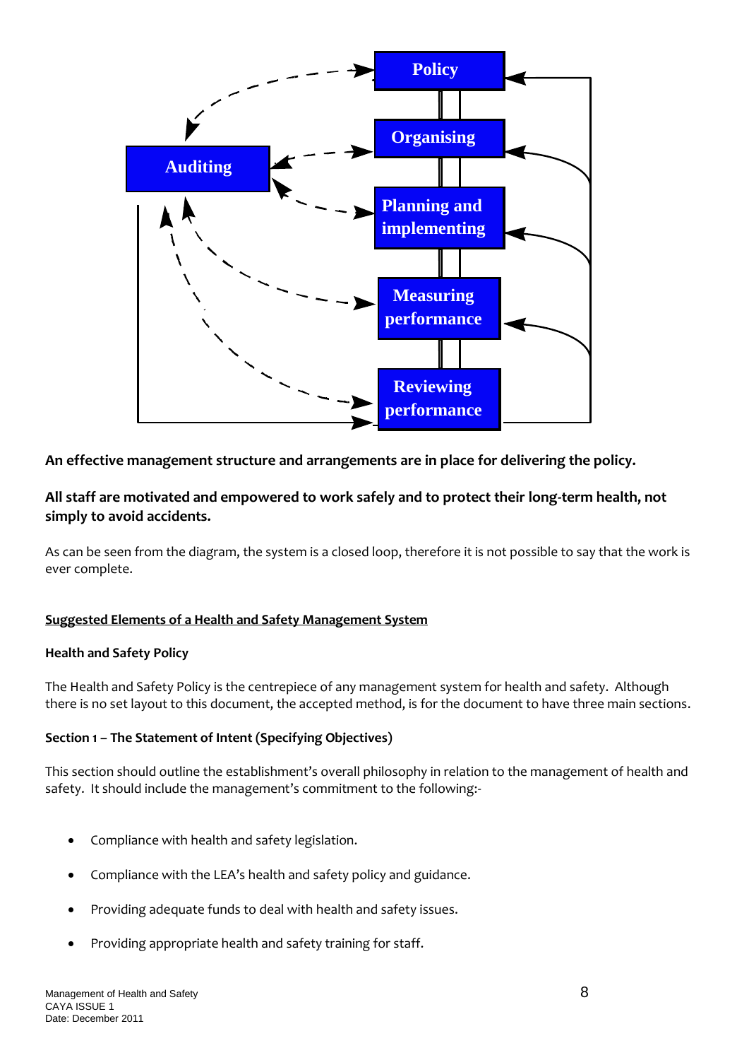Policy

Organising

Auditing

Planning and implementing

Measuring performance

Reviewing performance

**An effective management structure and arrangements are in place for delivering the policy.**

**All staff are motivated and empowered to work safely and to protect their long-term health, not simply to avoid accidents.**

As can be seen from the diagram, the system is a closed loop, therefore it is not possible to say that the work is ever complete.

**<u>Suggested Elements of a Health and Safety Management System</u>**

**Health and Safety Policy**

The Health and Safety Policy is the centrepiece of any management system for health and safety. Although there is no set layout to this document, the accepted method, is for the document to have three main sections.

**Section 1 – The Statement of Intent (Specifying Objectives)**

This section should outline the establishment's overall philosophy in relation to the management of health and safety. It should include the management's commitment to the following:-

- Compliance with health and safety legislation.
- Compliance with the LEA's health and safety policy and guidance.
- Providing adequate funds to deal with health and safety issues.
- Providing appropriate health and safety training for staff.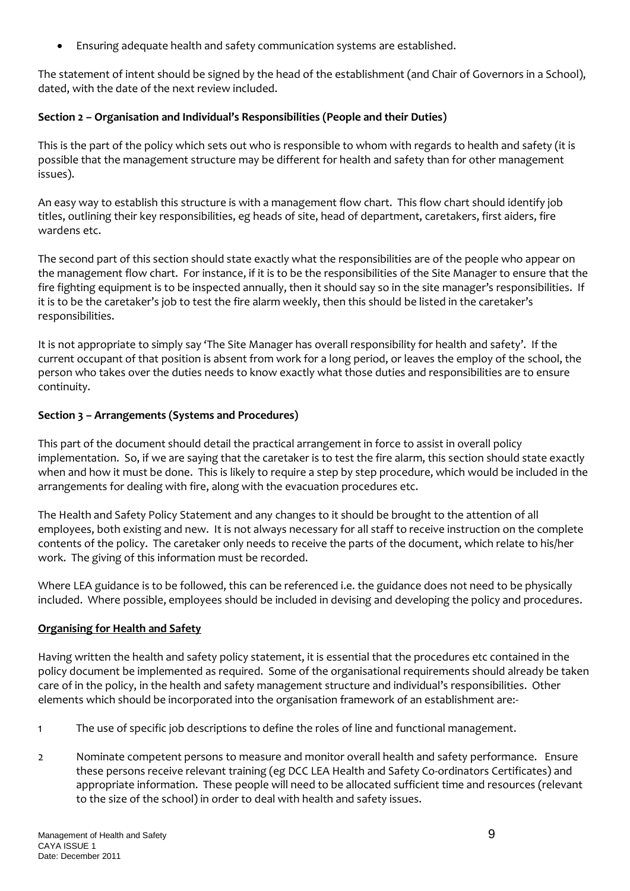- Ensuring adequate health and safety communication systems are established.

The statement of intent should be signed by the head of the establishment (and Chair of Governors in a School), dated, with the date of the next review included.

**Section 2 – Organisation and Individual's Responsibilities (People and their Duties)**

This is the part of the policy which sets out who is responsible to whom with regards to health and safety (it is possible that the management structure may be different for health and safety than for other management issues).

An easy way to establish this structure is with a management flow chart. This flow chart should identify job titles, outlining their key responsibilities, eg heads of site, head of department, caretakers, first aiders, fire wardens etc.

The second part of this section should state exactly what the responsibilities are of the people who appear on the management flow chart. For instance, if it is to be the responsibilities of the Site Manager to ensure that the fire fighting equipment is to be inspected annually, then it should say so in the site manager's responsibilities. If it is to be the caretaker's job to test the fire alarm weekly, then this should be listed in the caretaker's responsibilities.

It is not appropriate to simply say 'The Site Manager has overall responsibility for health and safety'. If the current occupant of that position is absent from work for a long period, or leaves the employ of the school, the person who takes over the duties needs to know exactly what those duties and responsibilities are to ensure continuity.

**Section 3 – Arrangements (Systems and Procedures)**

This part of the document should detail the practical arrangement in force to assist in overall policy implementation. So, if we are saying that the caretaker is to test the fire alarm, this section should state exactly when and how it must be done. This is likely to require a step by step procedure, which would be included in the arrangements for dealing with fire, along with the evacuation procedures etc.

The Health and Safety Policy Statement and any changes to it should be brought to the attention of all employees, both existing and new. It is not always necessary for all staff to receive instruction on the complete contents of the policy. The caretaker only needs to receive the parts of the document, which relate to his/her work. The giving of this information must be recorded.

Where LEA guidance is to be followed, this can be referenced i.e. the guidance does not need to be physically included. Where possible, employees should be included in devising and developing the policy and procedures.

**Organising for Health and Safety**

Having written the health and safety policy statement, it is essential that the procedures etc contained in the policy document be implemented as required. Some of the organisational requirements should already be taken care of in the policy, in the health and safety management structure and individual's responsibilities. Other elements which should be incorporated into the organisation framework of an establishment are:-

1. The use of specific job descriptions to define the roles of line and functional management.
2. Nominate competent persons to measure and monitor overall health and safety performance. Ensure these persons receive relevant training (eg DCC LEA Health and Safety Co-ordinators Certificates) and appropriate information. These people will need to be allocated sufficient time and resources (relevant to the size of the school) in order to deal with health and safety issues.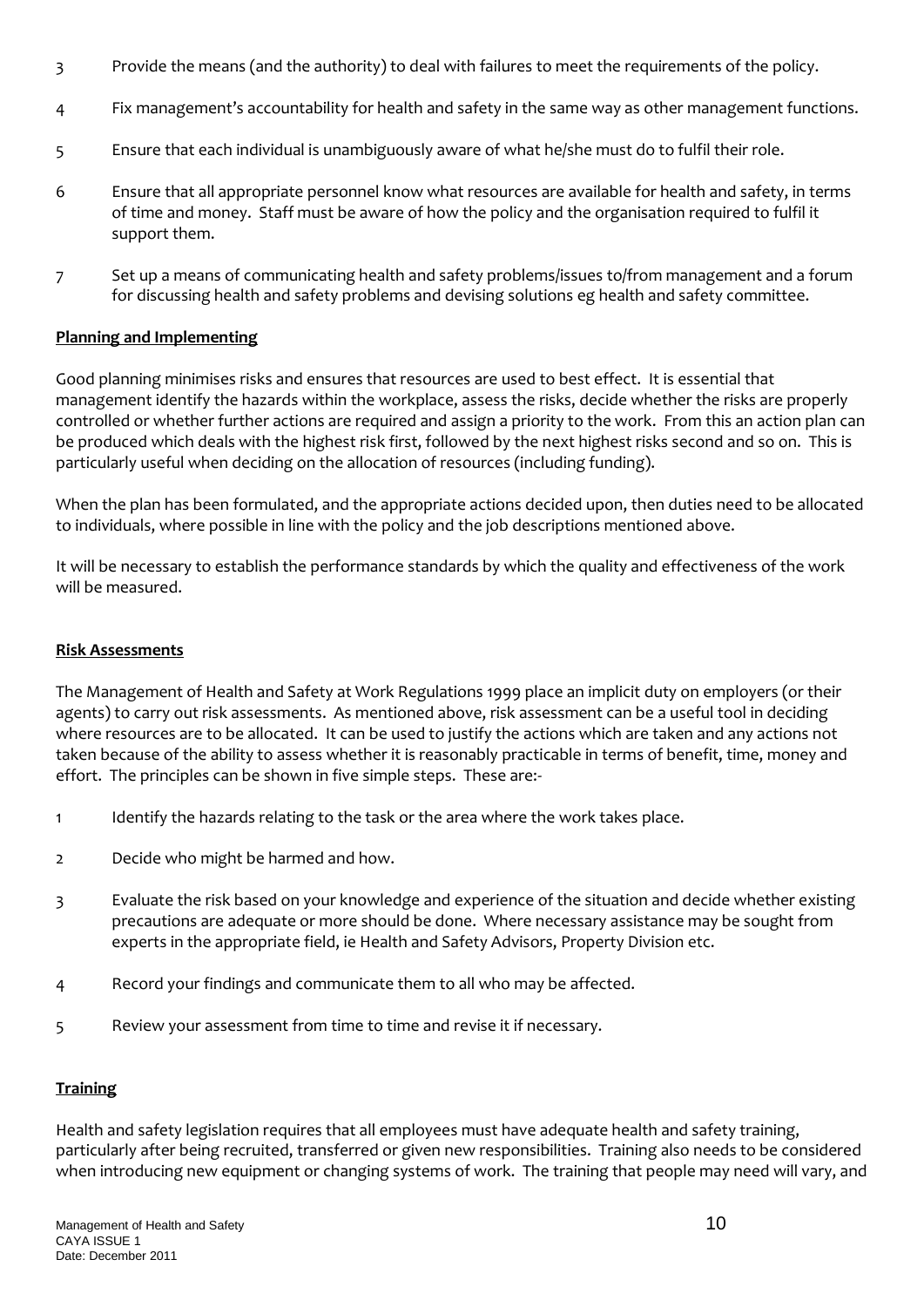3. Provide the means (and the authority) to deal with failures to meet the requirements of the policy.
4. Fix management's accountability for health and safety in the same way as other management functions.
5. Ensure that each individual is unambiguously aware of what he/she must do to fulfil their role.
6. Ensure that all appropriate personnel know what resources are available for health and safety, in terms of time and money. Staff must be aware of how the policy and the organisation required to fulfil it support them.
7. Set up a means of communicating health and safety problems/issues to/from management and a forum for discussing health and safety problems and devising solutions eg health and safety committee.

**Planning and Implementing**

Good planning minimises risks and ensures that resources are used to best effect. It is essential that management identify the hazards within the workplace, assess the risks, decide whether the risks are properly controlled or whether further actions are required and assign a priority to the work. From this an action plan can be produced which deals with the highest risk first, followed by the next highest risks second and so on. This is particularly useful when deciding on the allocation of resources (including funding).

When the plan has been formulated, and the appropriate actions decided upon, then duties need to be allocated to individuals, where possible in line with the policy and the job descriptions mentioned above.

It will be necessary to establish the performance standards by which the quality and effectiveness of the work will be measured.

**Risk Assessments**

The Management of Health and Safety at Work Regulations 1999 place an implicit duty on employers (or their agents) to carry out risk assessments. As mentioned above, risk assessment can be a useful tool in deciding where resources are to be allocated. It can be used to justify the actions which are taken and any actions not taken because of the ability to assess whether it is reasonably practicable in terms of benefit, time, money and effort. The principles can be shown in five simple steps. These are:-

1. Identify the hazards relating to the task or the area where the work takes place.
2. Decide who might be harmed and how.
3. Evaluate the risk based on your knowledge and experience of the situation and decide whether existing precautions are adequate or more should be done. Where necessary assistance may be sought from experts in the appropriate field, ie Health and Safety Advisors, Property Division etc.
4. Record your findings and communicate them to all who may be affected.
5. Review your assessment from time to time and revise it if necessary.

**Training**

Health and safety legislation requires that all employees must have adequate health and safety training, particularly after being recruited, transferred or given new responsibilities. Training also needs to be considered when introducing new equipment or changing systems of work. The training that people may need will vary, and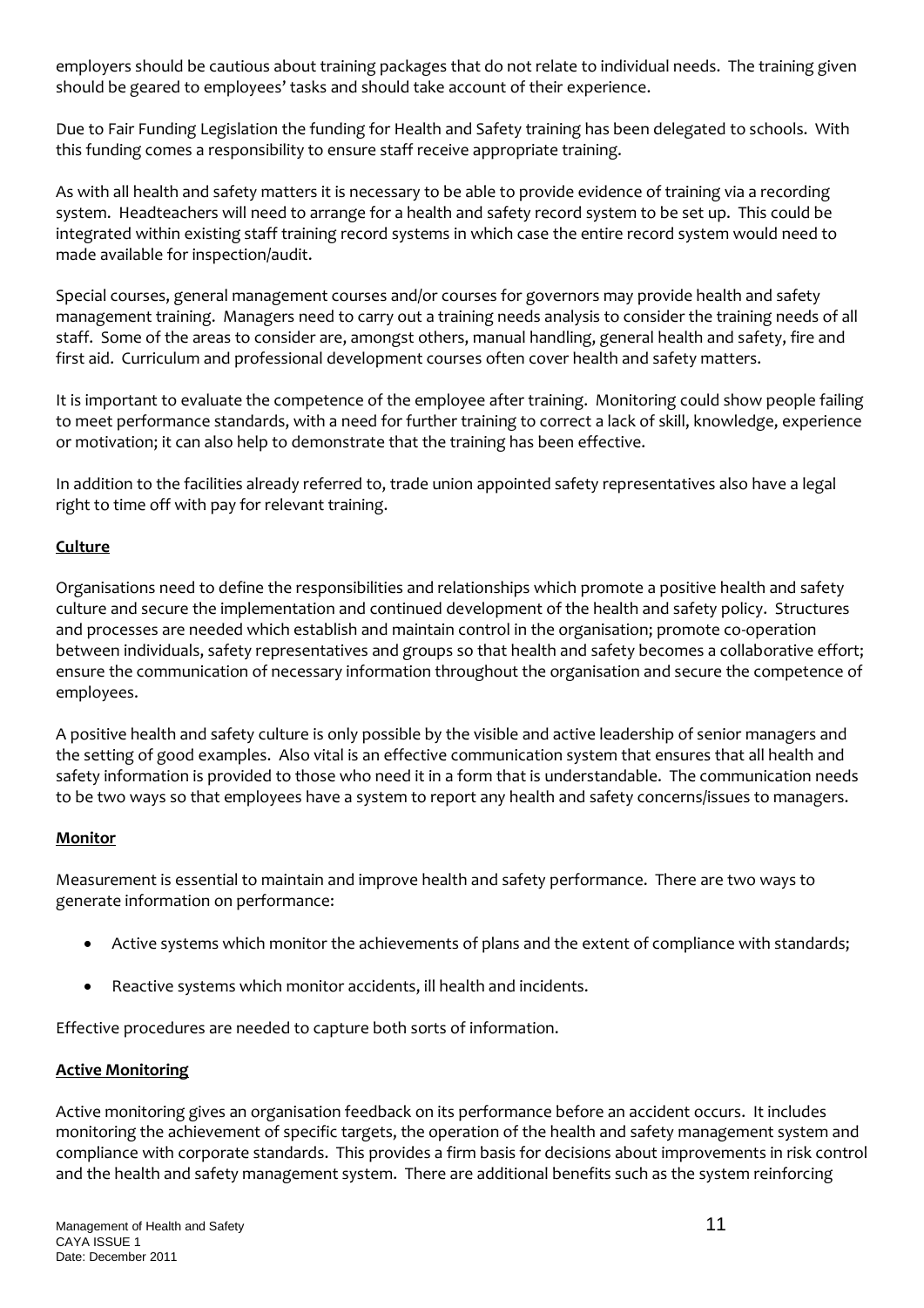employers should be cautious about training packages that do not relate to individual needs. The training given should be geared to employees' tasks and should take account of their experience.

Due to Fair Funding Legislation the funding for Health and Safety training has been delegated to schools. With this funding comes a responsibility to ensure staff receive appropriate training.

As with all health and safety matters it is necessary to be able to provide evidence of training via a recording system. Headteachers will need to arrange for a health and safety record system to be set up. This could be integrated within existing staff training record systems in which case the entire record system would need to made available for inspection/audit.

Special courses, general management courses and/or courses for governors may provide health and safety management training. Managers need to carry out a training needs analysis to consider the training needs of all staff. Some of the areas to consider are, amongst others, manual handling, general health and safety, fire and first aid. Curriculum and professional development courses often cover health and safety matters.

It is important to evaluate the competence of the employee after training. Monitoring could show people failing to meet performance standards, with a need for further training to correct a lack of skill, knowledge, experience or motivation; it can also help to demonstrate that the training has been effective.

In addition to the facilities already referred to, trade union appointed safety representatives also have a legal right to time off with pay for relevant training.

**Culture**

Organisations need to define the responsibilities and relationships which promote a positive health and safety culture and secure the implementation and continued development of the health and safety policy. Structures and processes are needed which establish and maintain control in the organisation; promote co-operation between individuals, safety representatives and groups so that health and safety becomes a collaborative effort; ensure the communication of necessary information throughout the organisation and secure the competence of employees.

A positive health and safety culture is only possible by the visible and active leadership of senior managers and the setting of good examples. Also vital is an effective communication system that ensures that all health and safety information is provided to those who need it in a form that is understandable. The communication needs to be two ways so that employees have a system to report any health and safety concerns/issues to managers.

**Monitor**

Measurement is essential to maintain and improve health and safety performance. There are two ways to generate information on performance:

- Active systems which monitor the achievements of plans and the extent of compliance with standards;
- Reactive systems which monitor accidents, ill health and incidents.

Effective procedures are needed to capture both sorts of information.

**Active Monitoring**

Active monitoring gives an organisation feedback on its performance before an accident occurs. It includes monitoring the achievement of specific targets, the operation of the health and safety management system and compliance with corporate standards. This provides a firm basis for decisions about improvements in risk control and the health and safety management system. There are additional benefits such as the system reinforcing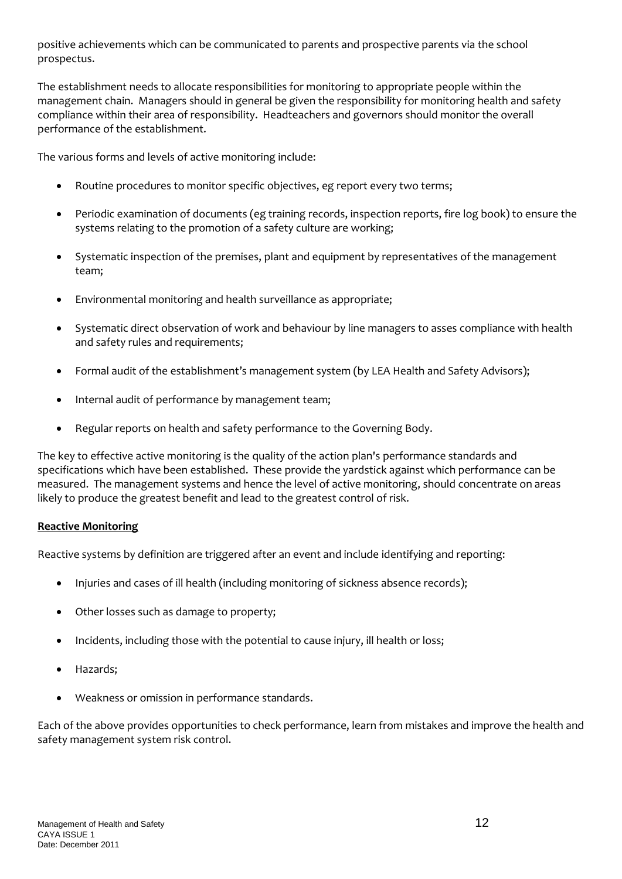positive achievements which can be communicated to parents and prospective parents via the school prospectus.

The establishment needs to allocate responsibilities for monitoring to appropriate people within the management chain. Managers should in general be given the responsibility for monitoring health and safety compliance within their area of responsibility. Headteachers and governors should monitor the overall performance of the establishment.

The various forms and levels of active monitoring include:

- Routine procedures to monitor specific objectives, eg report every two terms;
- Periodic examination of documents (eg training records, inspection reports, fire log book) to ensure the systems relating to the promotion of a safety culture are working;
- Systematic inspection of the premises, plant and equipment by representatives of the management team;
- Environmental monitoring and health surveillance as appropriate;
- Systematic direct observation of work and behaviour by line managers to asses compliance with health and safety rules and requirements;
- Formal audit of the establishment's management system (by LEA Health and Safety Advisors);
- Internal audit of performance by management team;
- Regular reports on health and safety performance to the Governing Body.

The key to effective active monitoring is the quality of the action plan's performance standards and specifications which have been established. These provide the yardstick against which performance can be measured. The management systems and hence the level of active monitoring, should concentrate on areas likely to produce the greatest benefit and lead to the greatest control of risk.

**Reactive Monitoring**

Reactive systems by definition are triggered after an event and include identifying and reporting:

- Injuries and cases of ill health (including monitoring of sickness absence records);
- Other losses such as damage to property;
- Incidents, including those with the potential to cause injury, ill health or loss;
- Hazards;
- Weakness or omission in performance standards.

Each of the above provides opportunities to check performance, learn from mistakes and improve the health and safety management system risk control.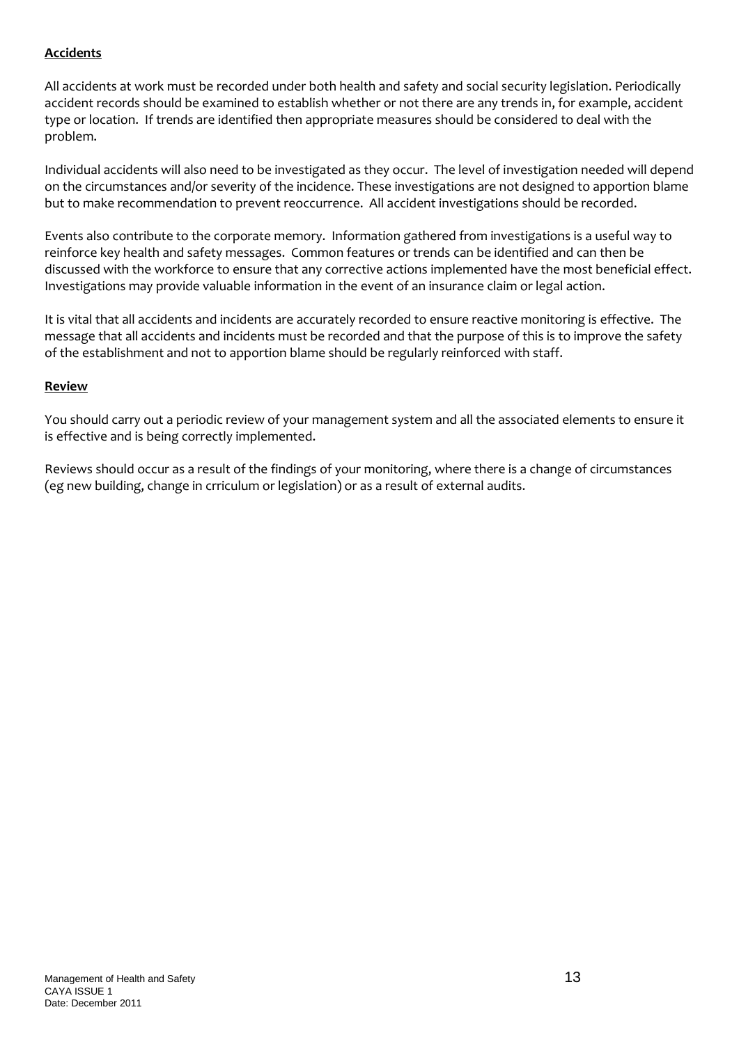**Accidents**

All accidents at work must be recorded under both health and safety and social security legislation. Periodically accident records should be examined to establish whether or not there are any trends in, for example, accident type or location. If trends are identified then appropriate measures should be considered to deal with the problem.

Individual accidents will also need to be investigated as they occur. The level of investigation needed will depend on the circumstances and/or severity of the incidence. These investigations are not designed to apportion blame but to make recommendation to prevent reoccurrence. All accident investigations should be recorded.

Events also contribute to the corporate memory. Information gathered from investigations is a useful way to reinforce key health and safety messages. Common features or trends can be identified and can then be discussed with the workforce to ensure that any corrective actions implemented have the most beneficial effect. Investigations may provide valuable information in the event of an insurance claim or legal action.

It is vital that all accidents and incidents are accurately recorded to ensure reactive monitoring is effective. The message that all accidents and incidents must be recorded and that the purpose of this is to improve the safety of the establishment and not to apportion blame should be regularly reinforced with staff.

**Review**

You should carry out a periodic review of your management system and all the associated elements to ensure it is effective and is being correctly implemented.

Reviews should occur as a result of the findings of your monitoring, where there is a change of circumstances (eg new building, change in crriculum or legislation) or as a result of external audits.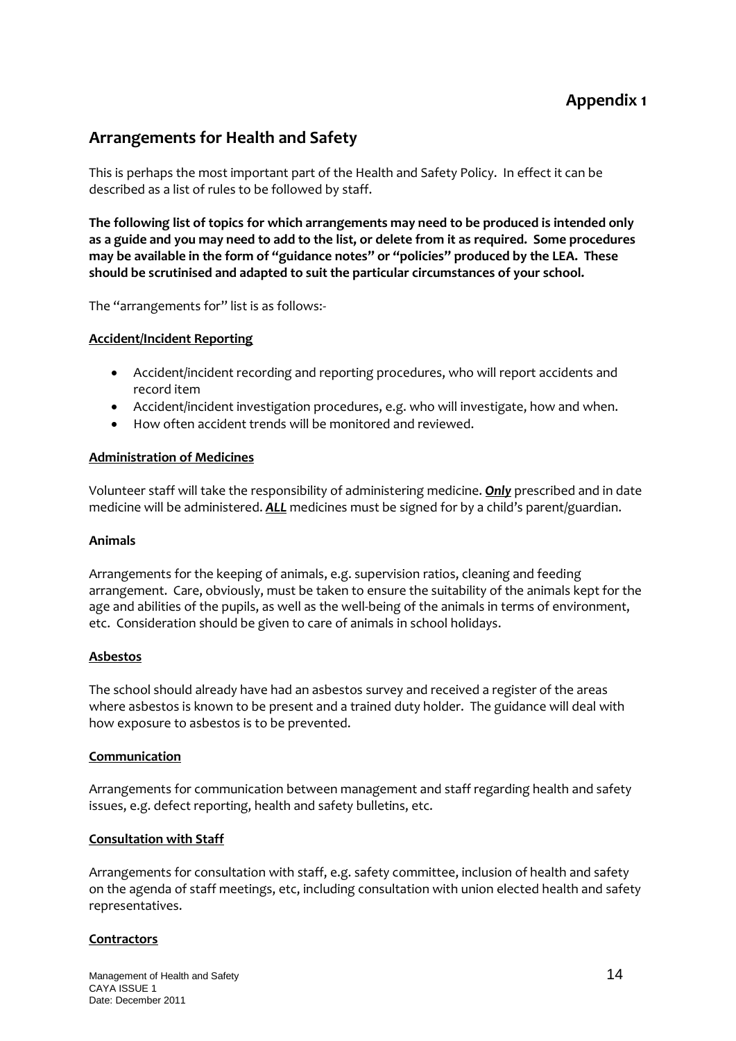**Appendix 1**

## Arrangements for Health and Safety

This is perhaps the most important part of the Health and Safety Policy. In effect it can be described as a list of rules to be followed by staff.

**The following list of topics for which arrangements may need to be produced is intended only as a guide and you may need to add to the list, or delete from it as required. Some procedures may be available in the form of "guidance notes" or "policies" produced by the LEA. These should be scrutinised and adapted to suit the particular circumstances of your school.**

The "arrangements for" list is as follows:-

**<u>Accident/Incident Reporting</u>**

- Accident/incident recording and reporting procedures, who will report accidents and record item
- Accident/incident investigation procedures, e.g. who will investigate, how and when.
- How often accident trends will be monitored and reviewed.

**<u>Administration of Medicines</u>**

Volunteer staff will take the responsibility of administering medicine. ***<u>Only</u>*** prescribed and in date medicine will be administered. ***<u>ALL</u>*** medicines must be signed for by a child's parent/guardian.

**Animals**

Arrangements for the keeping of animals, e.g. supervision ratios, cleaning and feeding arrangement. Care, obviously, must be taken to ensure the suitability of the animals kept for the age and abilities of the pupils, as well as the well-being of the animals in terms of environment, etc. Consideration should be given to care of animals in school holidays.

**<u>Asbestos</u>**

The school should already have had an asbestos survey and received a register of the areas where asbestos is known to be present and a trained duty holder. The guidance will deal with how exposure to asbestos is to be prevented.

**<u>Communication</u>**

Arrangements for communication between management and staff regarding health and safety issues, e.g. defect reporting, health and safety bulletins, etc.

**<u>Consultation with Staff</u>**

Arrangements for consultation with staff, e.g. safety committee, inclusion of health and safety on the agenda of staff meetings, etc, including consultation with union elected health and safety representatives.

**<u>Contractors</u>**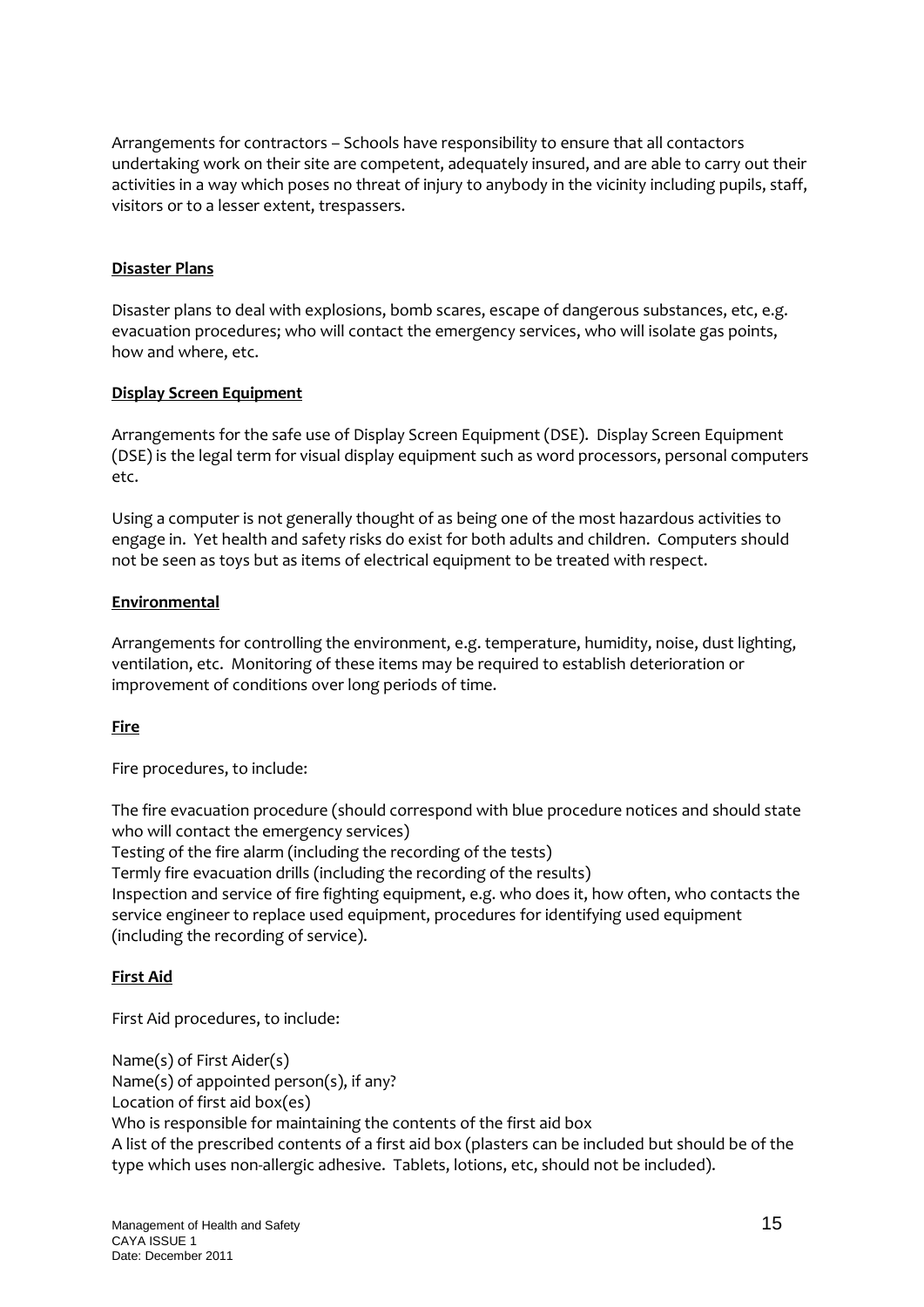Arrangements for contractors – Schools have responsibility to ensure that all contactors undertaking work on their site are competent, adequately insured, and are able to carry out their activities in a way which poses no threat of injury to anybody in the vicinity including pupils, staff, visitors or to a lesser extent, trespassers.

**Disaster Plans**

Disaster plans to deal with explosions, bomb scares, escape of dangerous substances, etc, e.g. evacuation procedures; who will contact the emergency services, who will isolate gas points, how and where, etc.

**Display Screen Equipment**

Arrangements for the safe use of Display Screen Equipment (DSE). Display Screen Equipment (DSE) is the legal term for visual display equipment such as word processors, personal computers etc.

Using a computer is not generally thought of as being one of the most hazardous activities to engage in. Yet health and safety risks do exist for both adults and children. Computers should not be seen as toys but as items of electrical equipment to be treated with respect.

**Environmental**

Arrangements for controlling the environment, e.g. temperature, humidity, noise, dust lighting, ventilation, etc. Monitoring of these items may be required to establish deterioration or improvement of conditions over long periods of time.

**Fire**

Fire procedures, to include:

The fire evacuation procedure (should correspond with blue procedure notices and should state who will contact the emergency services)
Testing of the fire alarm (including the recording of the tests)
Termly fire evacuation drills (including the recording of the results)
Inspection and service of fire fighting equipment, e.g. who does it, how often, who contacts the service engineer to replace used equipment, procedures for identifying used equipment (including the recording of service).

**First Aid**

First Aid procedures, to include:

Name(s) of First Aider(s)
Name(s) of appointed person(s), if any?
Location of first aid box(es)
Who is responsible for maintaining the contents of the first aid box
A list of the prescribed contents of a first aid box (plasters can be included but should be of the type which uses non-allergic adhesive. Tablets, lotions, etc, should not be included).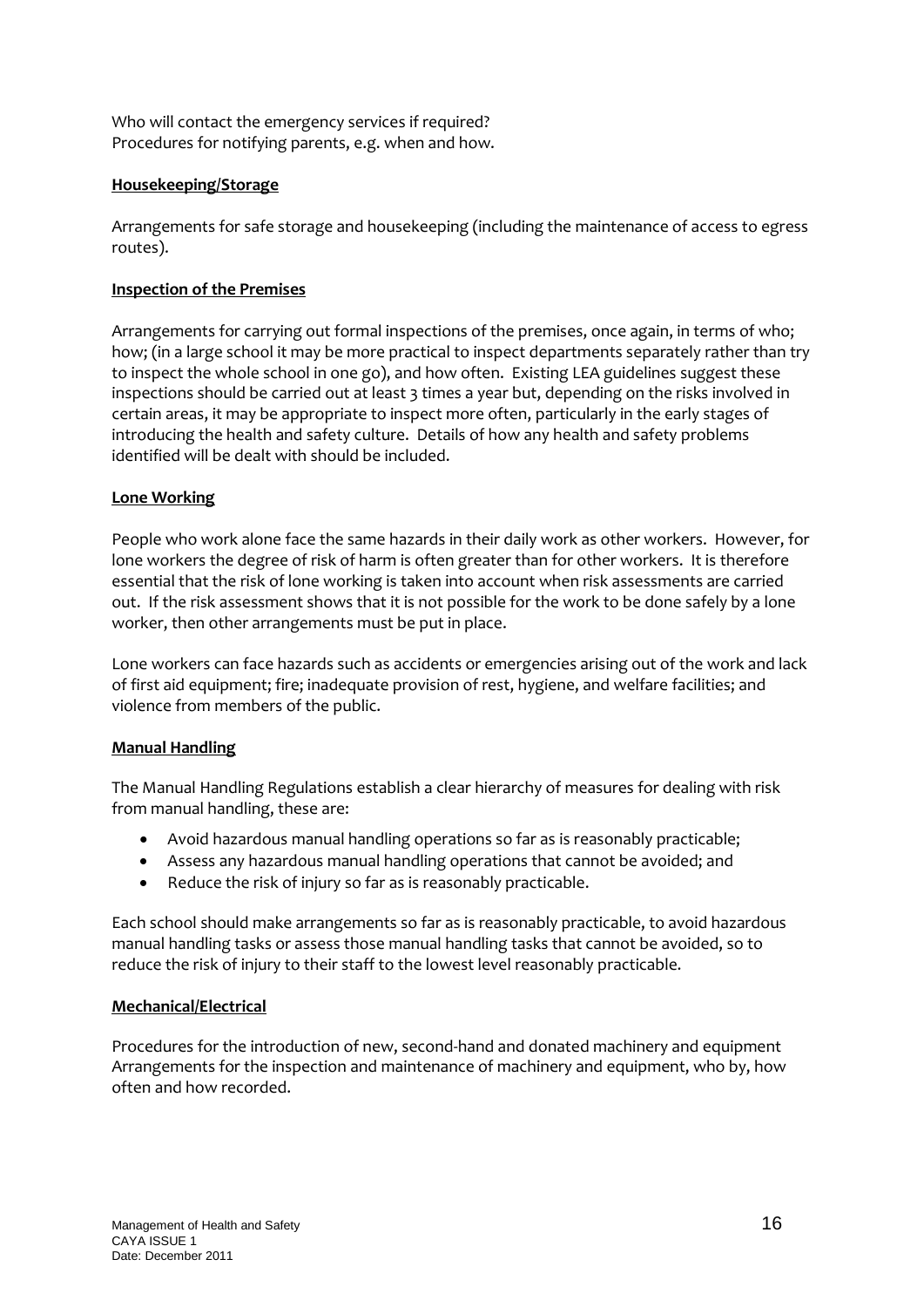Who will contact the emergency services if required?
Procedures for notifying parents, e.g. when and how.

**Housekeeping/Storage**

Arrangements for safe storage and housekeeping (including the maintenance of access to egress routes).

**Inspection of the Premises**

Arrangements for carrying out formal inspections of the premises, once again, in terms of who; how; (in a large school it may be more practical to inspect departments separately rather than try to inspect the whole school in one go), and how often. Existing LEA guidelines suggest these inspections should be carried out at least 3 times a year but, depending on the risks involved in certain areas, it may be appropriate to inspect more often, particularly in the early stages of introducing the health and safety culture. Details of how any health and safety problems identified will be dealt with should be included.

**Lone Working**

People who work alone face the same hazards in their daily work as other workers. However, for lone workers the degree of risk of harm is often greater than for other workers. It is therefore essential that the risk of lone working is taken into account when risk assessments are carried out. If the risk assessment shows that it is not possible for the work to be done safely by a lone worker, then other arrangements must be put in place.

Lone workers can face hazards such as accidents or emergencies arising out of the work and lack of first aid equipment; fire; inadequate provision of rest, hygiene, and welfare facilities; and violence from members of the public.

**Manual Handling**

The Manual Handling Regulations establish a clear hierarchy of measures for dealing with risk from manual handling, these are:

- Avoid hazardous manual handling operations so far as is reasonably practicable;
- Assess any hazardous manual handling operations that cannot be avoided; and
- Reduce the risk of injury so far as is reasonably practicable.

Each school should make arrangements so far as is reasonably practicable, to avoid hazardous manual handling tasks or assess those manual handling tasks that cannot be avoided, so to reduce the risk of injury to their staff to the lowest level reasonably practicable.

**Mechanical/Electrical**

Procedures for the introduction of new, second-hand and donated machinery and equipment
Arrangements for the inspection and maintenance of machinery and equipment, who by, how often and how recorded.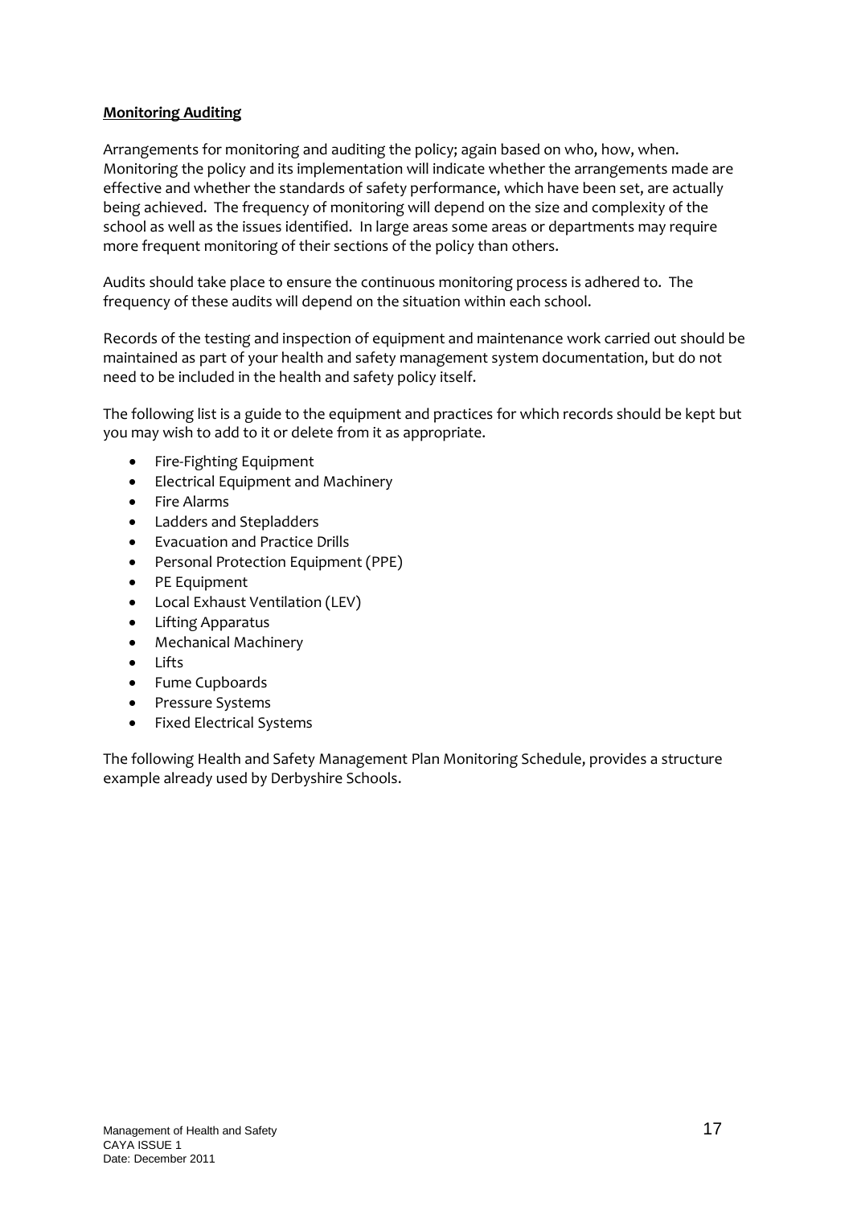**Monitoring Auditing**

Arrangements for monitoring and auditing the policy; again based on who, how, when. Monitoring the policy and its implementation will indicate whether the arrangements made are effective and whether the standards of safety performance, which have been set, are actually being achieved. The frequency of monitoring will depend on the size and complexity of the school as well as the issues identified. In large areas some areas or departments may require more frequent monitoring of their sections of the policy than others.

Audits should take place to ensure the continuous monitoring process is adhered to. The frequency of these audits will depend on the situation within each school.

Records of the testing and inspection of equipment and maintenance work carried out should be maintained as part of your health and safety management system documentation, but do not need to be included in the health and safety policy itself.

The following list is a guide to the equipment and practices for which records should be kept but you may wish to add to it or delete from it as appropriate.

- Fire-Fighting Equipment
- Electrical Equipment and Machinery
- Fire Alarms
- Ladders and Stepladders
- Evacuation and Practice Drills
- Personal Protection Equipment (PPE)
- PE Equipment
- Local Exhaust Ventilation (LEV)
- Lifting Apparatus
- Mechanical Machinery
- Lifts
- Fume Cupboards
- Pressure Systems
- Fixed Electrical Systems

The following Health and Safety Management Plan Monitoring Schedule, provides a structure example already used by Derbyshire Schools.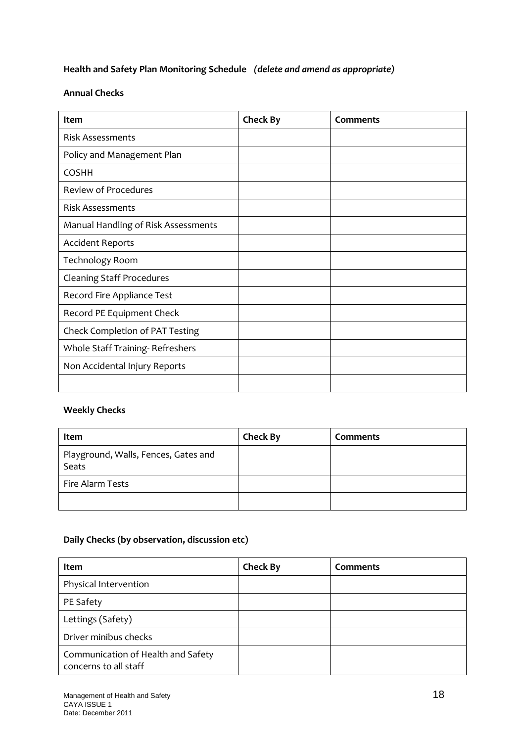**Health and Safety Plan Monitoring Schedule** ***(delete and amend as appropriate)***

**Annual Checks**

| Item | Check By | Comments |
|---|---|---|
| Risk Assessments | | |
| Policy and Management Plan | | |
| COSHH | | |
| Review of Procedures | | |
| Risk Assessments | | |
| Manual Handling of Risk Assessments | | |
| Accident Reports | | |
| Technology Room | | |
| Cleaning Staff Procedures | | |
| Record Fire Appliance Test | | |
| Record PE Equipment Check | | |
| Check Completion of PAT Testing | | |
| Whole Staff Training- Refreshers | | |
| Non Accidental Injury Reports | | |
| | | |

**Weekly Checks**

| Item | Check By | Comments |
|---|---|---|
| Playground, Walls, Fences, Gates and Seats | | |
| Fire Alarm Tests | | |
| | | |

**Daily Checks (by observation, discussion etc)**

| Item | Check By | Comments |
|---|---|---|
| Physical Intervention | | |
| PE Safety | | |
| Lettings (Safety) | | |
| Driver minibus checks | | |
| Communication of Health and Safety concerns to all staff | | |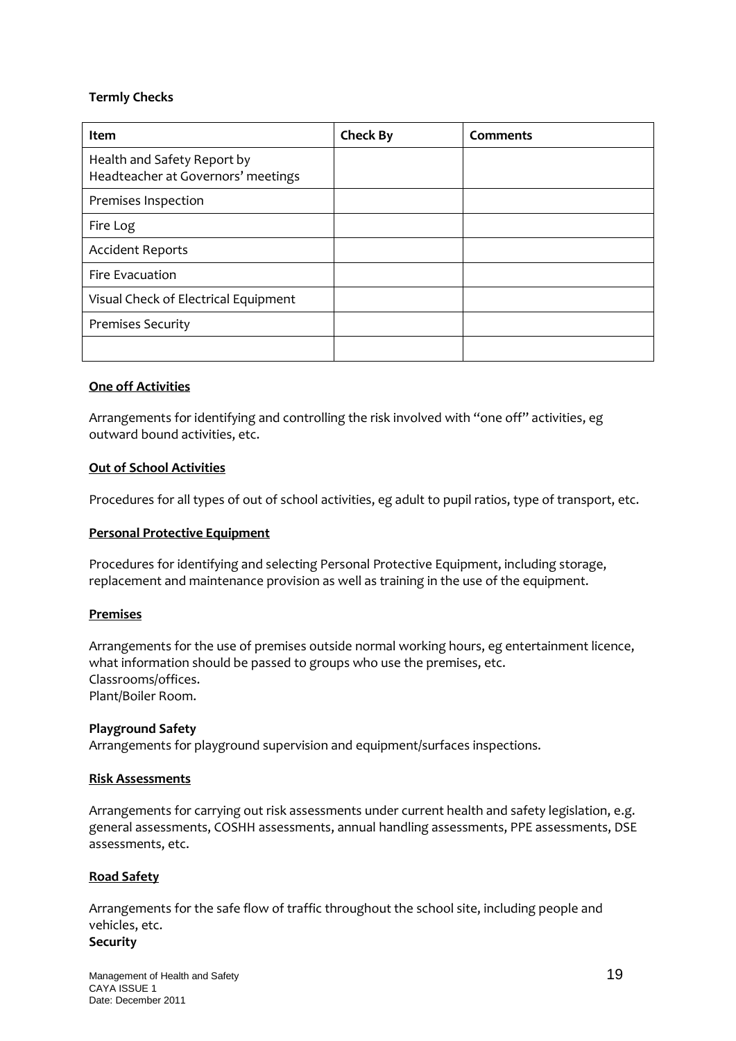**Termly Checks**

| Item | Check By | Comments |
| --- | --- | --- |
| Health and Safety Report by Headteacher at Governors' meetings | | |
| Premises Inspection | | |
| Fire Log | | |
| Accident Reports | | |
| Fire Evacuation | | |
| Visual Check of Electrical Equipment | | |
| Premises Security | | |
| | | |

**One off Activities**

Arrangements for identifying and controlling the risk involved with "one off" activities, eg outward bound activities, etc.

**Out of School Activities**

Procedures for all types of out of school activities, eg adult to pupil ratios, type of transport, etc.

**Personal Protective Equipment**

Procedures for identifying and selecting Personal Protective Equipment, including storage, replacement and maintenance provision as well as training in the use of the equipment.

**Premises**

Arrangements for the use of premises outside normal working hours, eg entertainment licence, what information should be passed to groups who use the premises, etc.
Classrooms/offices.
Plant/Boiler Room.

**Playground Safety**
Arrangements for playground supervision and equipment/surfaces inspections.

**Risk Assessments**

Arrangements for carrying out risk assessments under current health and safety legislation, e.g. general assessments, COSHH assessments, annual handling assessments, PPE assessments, DSE assessments, etc.

**Road Safety**

Arrangements for the safe flow of traffic throughout the school site, including people and vehicles, etc.

**Security**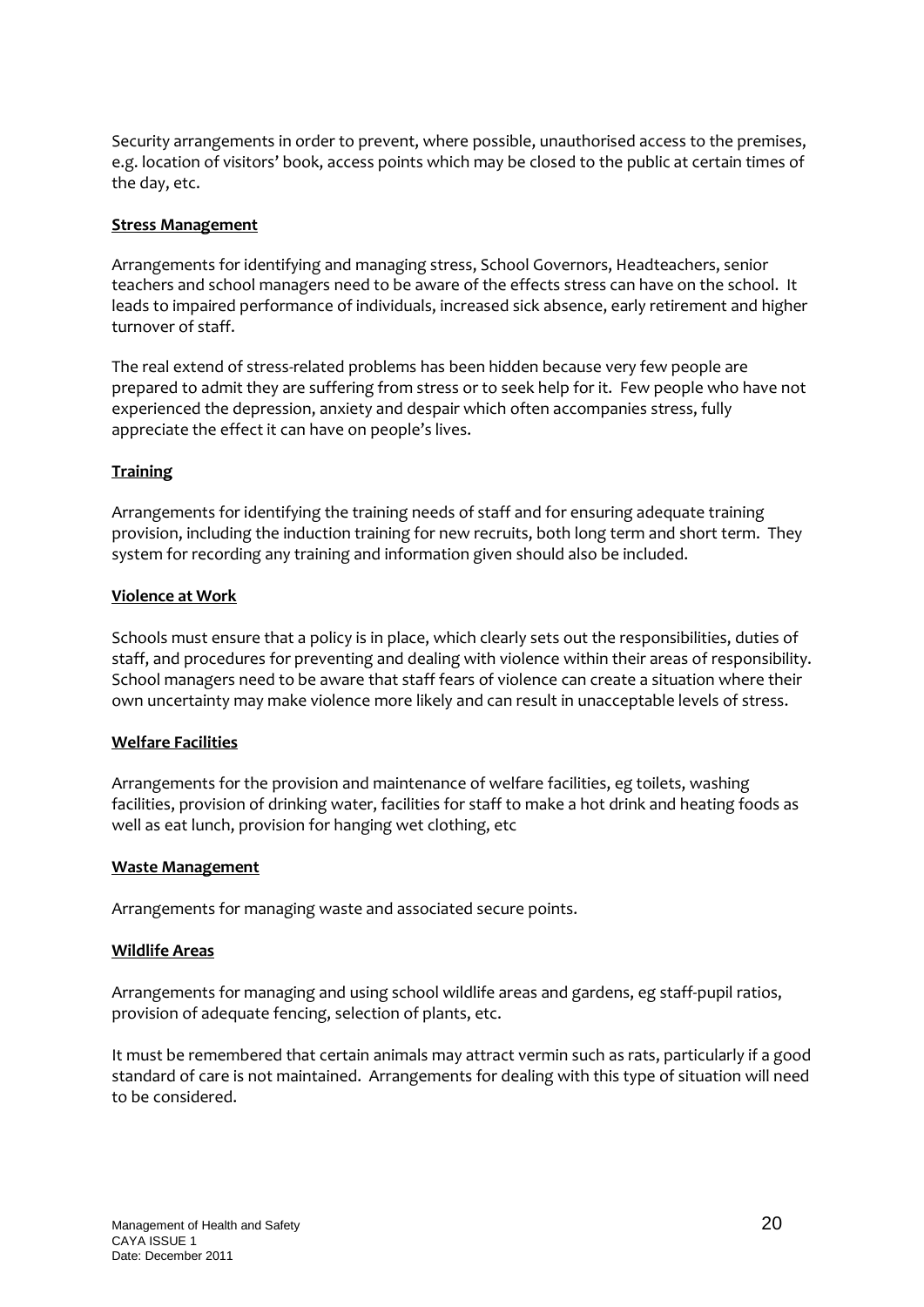Security arrangements in order to prevent, where possible, unauthorised access to the premises, e.g. location of visitors' book, access points which may be closed to the public at certain times of the day, etc.

**Stress Management**

Arrangements for identifying and managing stress, School Governors, Headteachers, senior teachers and school managers need to be aware of the effects stress can have on the school. It leads to impaired performance of individuals, increased sick absence, early retirement and higher turnover of staff.

The real extend of stress-related problems has been hidden because very few people are prepared to admit they are suffering from stress or to seek help for it. Few people who have not experienced the depression, anxiety and despair which often accompanies stress, fully appreciate the effect it can have on people's lives.

**Training**

Arrangements for identifying the training needs of staff and for ensuring adequate training provision, including the induction training for new recruits, both long term and short term. They system for recording any training and information given should also be included.

**Violence at Work**

Schools must ensure that a policy is in place, which clearly sets out the responsibilities, duties of staff, and procedures for preventing and dealing with violence within their areas of responsibility. School managers need to be aware that staff fears of violence can create a situation where their own uncertainty may make violence more likely and can result in unacceptable levels of stress.

**Welfare Facilities**

Arrangements for the provision and maintenance of welfare facilities, eg toilets, washing facilities, provision of drinking water, facilities for staff to make a hot drink and heating foods as well as eat lunch, provision for hanging wet clothing, etc

**Waste Management**

Arrangements for managing waste and associated secure points.

**Wildlife Areas**

Arrangements for managing and using school wildlife areas and gardens, eg staff-pupil ratios, provision of adequate fencing, selection of plants, etc.

It must be remembered that certain animals may attract vermin such as rats, particularly if a good standard of care is not maintained. Arrangements for dealing with this type of situation will need to be considered.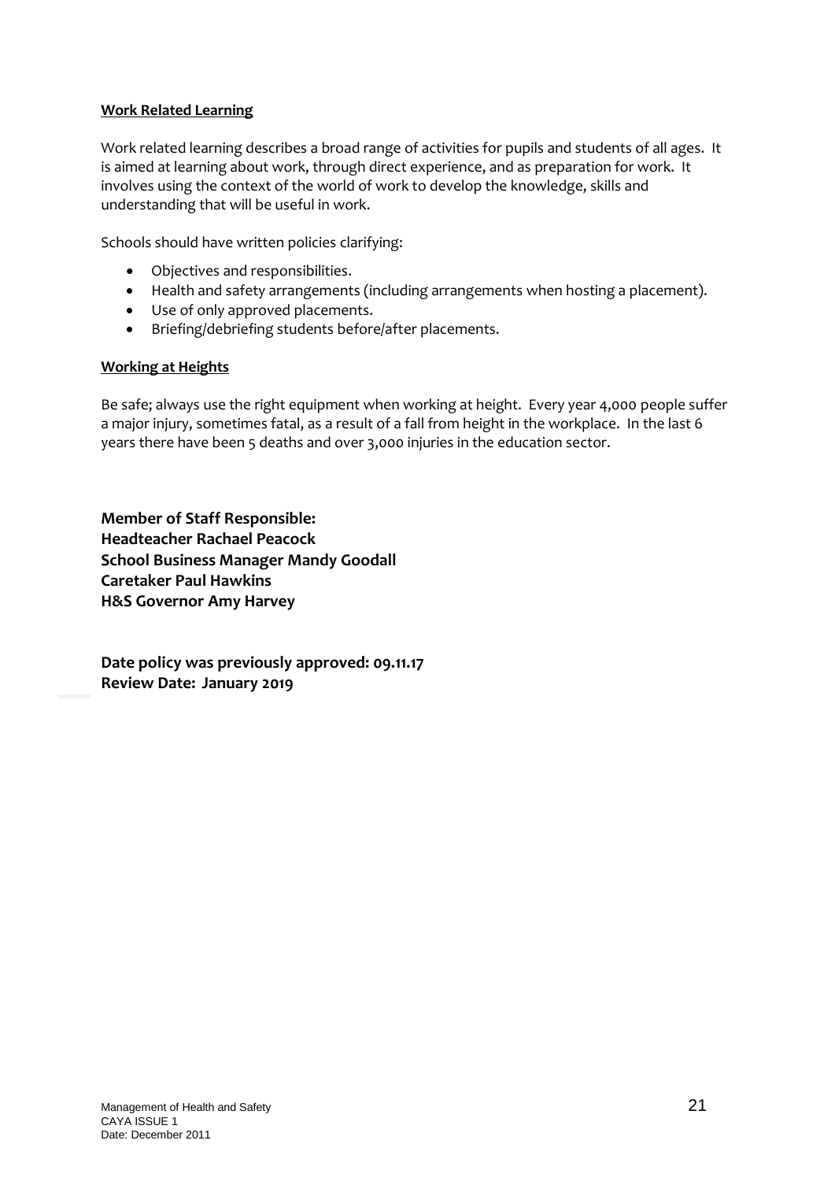**Work Related Learning**

Work related learning describes a broad range of activities for pupils and students of all ages. It is aimed at learning about work, through direct experience, and as preparation for work. It involves using the context of the world of work to develop the knowledge, skills and understanding that will be useful in work.

Schools should have written policies clarifying:

- Objectives and responsibilities.
- Health and safety arrangements (including arrangements when hosting a placement).
- Use of only approved placements.
- Briefing/debriefing students before/after placements.

**Working at Heights**

Be safe; always use the right equipment when working at height. Every year 4,000 people suffer a major injury, sometimes fatal, as a result of a fall from height in the workplace. In the last 6 years there have been 5 deaths and over 3,000 injuries in the education sector.

**Member of Staff Responsible:**
**Headteacher Rachael Peacock**
**School Business Manager Mandy Goodall**
**Caretaker Paul Hawkins**
**H&S Governor Amy Harvey**

**Date policy was previously approved: 09.11.17**
**Review Date: January 2019**